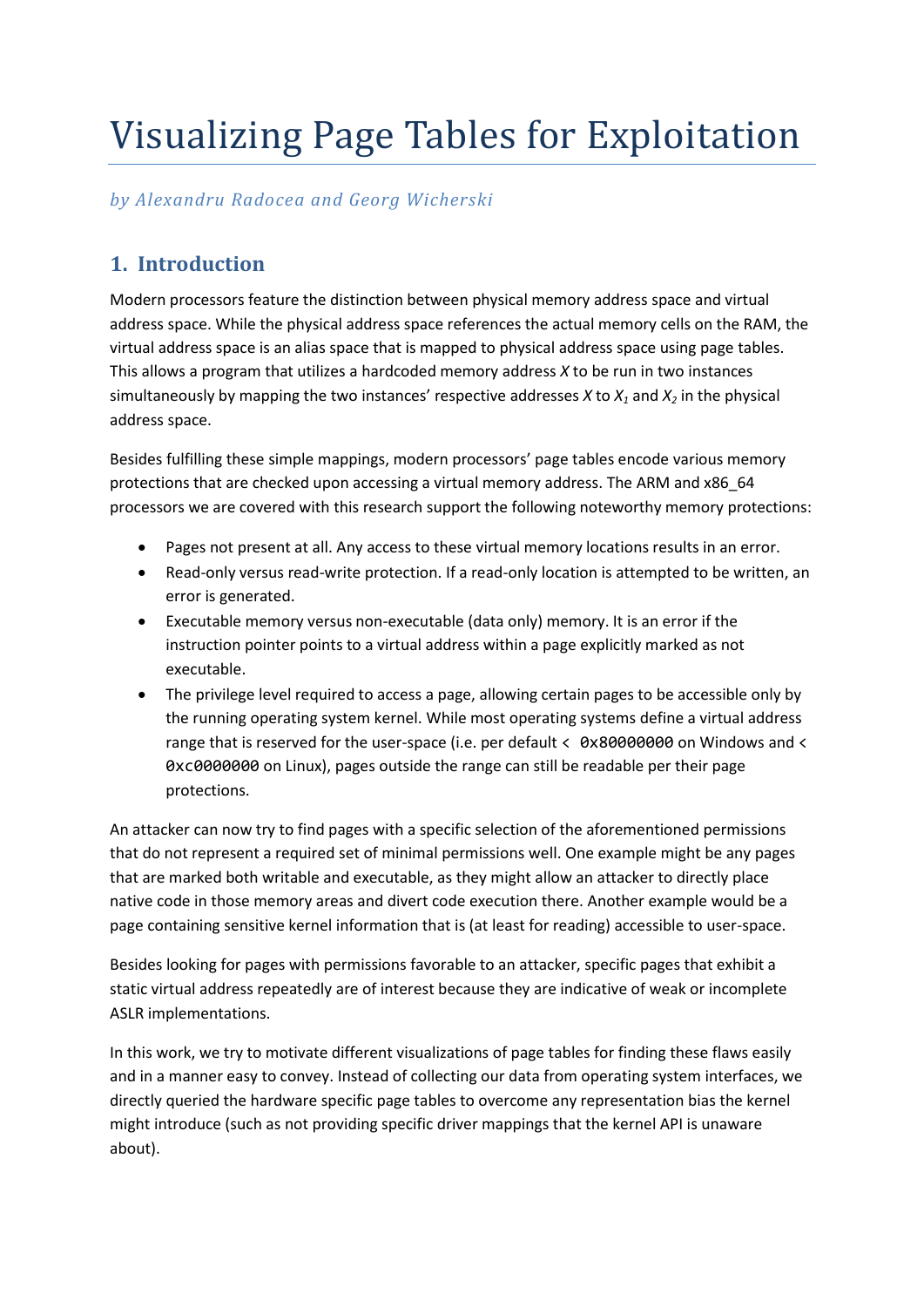# Visualizing Page Tables for Exploitation

*by Alexandru Radocea and Georg Wicherski*

## 1. Introduction

Modern processors feature the distinction between physical memory address space and virtual address space. While the physical address space references the actual memory cells on the RAM, the virtual address space is an alias space that is mapped to physical address space using page tables. This allows a program that utilizes a hardcoded memory address *X* to be run in two instances simultaneously by mapping the two instances' respective addresses *X* to $X_1$ and $X_2$ in the physical address space.

Besides fulfilling these simple mappings, modern processors' page tables encode various memory protections that are checked upon accessing a virtual memory address. The ARM and x86_64 processors we are covered with this research support the following noteworthy memory protections:

- Pages not present at all. Any access to these virtual memory locations results in an error.
- Read-only versus read-write protection. If a read-only location is attempted to be written, an error is generated.
- Executable memory versus non-executable (data only) memory. It is an error if the instruction pointer points to a virtual address within a page explicitly marked as not executable.
- The privilege level required to access a page, allowing certain pages to be accessible only by the running operating system kernel. While most operating systems define a virtual address range that is reserved for the user-space (i.e. per default < `0x80000000` on Windows and < `0xc0000000` on Linux), pages outside the range can still be readable per their page protections.

An attacker can now try to find pages with a specific selection of the aforementioned permissions that do not represent a required set of minimal permissions well. One example might be any pages that are marked both writable and executable, as they might allow an attacker to directly place native code in those memory areas and divert code execution there. Another example would be a page containing sensitive kernel information that is (at least for reading) accessible to user-space.

Besides looking for pages with permissions favorable to an attacker, specific pages that exhibit a static virtual address repeatedly are of interest because they are indicative of weak or incomplete ASLR implementations.

In this work, we try to motivate different visualizations of page tables for finding these flaws easily and in a manner easy to convey. Instead of collecting our data from operating system interfaces, we directly queried the hardware specific page tables to overcome any representation bias the kernel might introduce (such as not providing specific driver mappings that the kernel API is unaware about).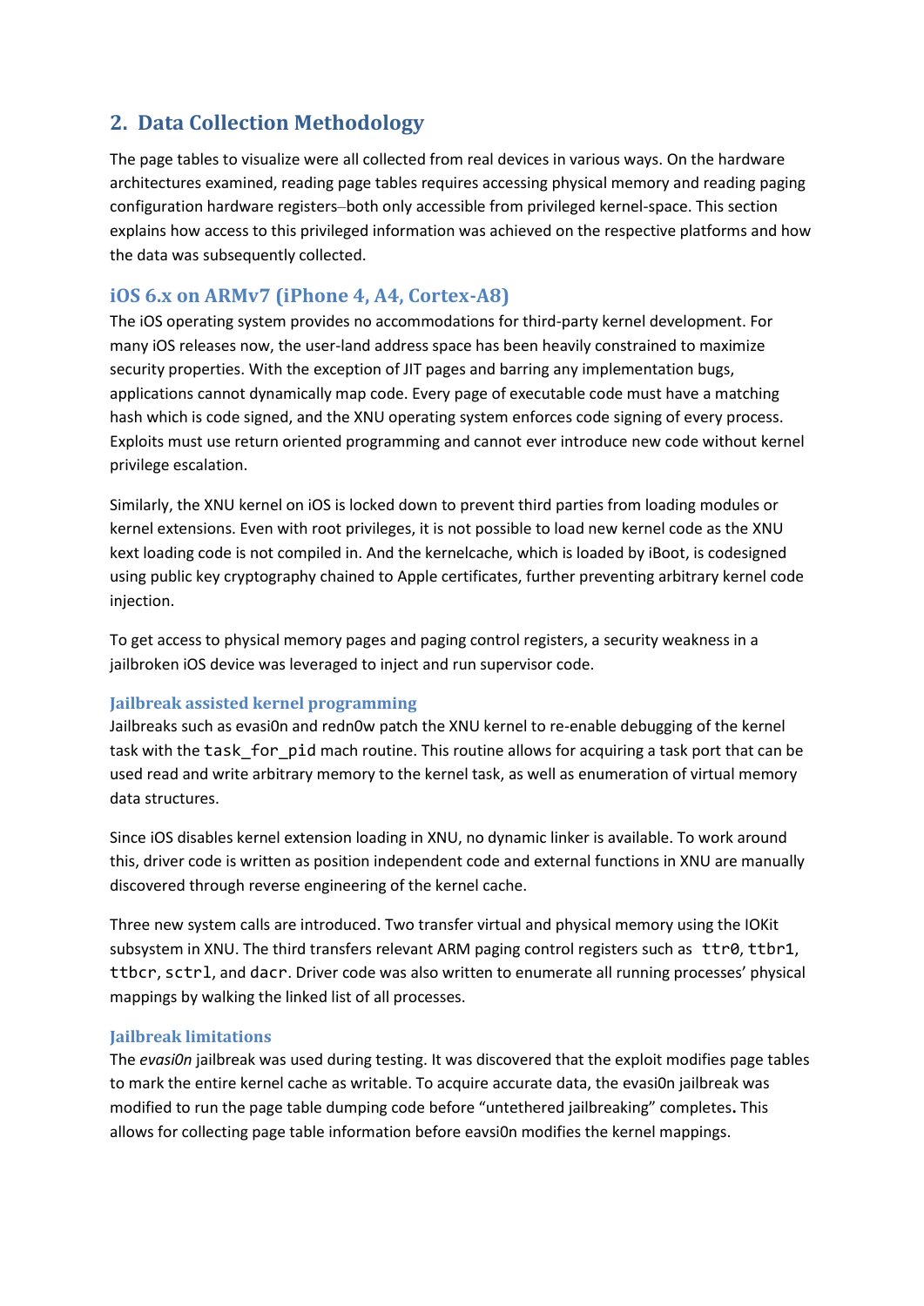## 2. Data Collection Methodology

The page tables to visualize were all collected from real devices in various ways. On the hardware architectures examined, reading page tables requires accessing physical memory and reading paging configuration hardware registers–both only accessible from privileged kernel-space. This section explains how access to this privileged information was achieved on the respective platforms and how the data was subsequently collected.

### iOS 6.x on ARMv7 (iPhone 4, A4, Cortex-A8)

The iOS operating system provides no accommodations for third-party kernel development. For many iOS releases now, the user-land address space has been heavily constrained to maximize security properties. With the exception of JIT pages and barring any implementation bugs, applications cannot dynamically map code. Every page of executable code must have a matching hash which is code signed, and the XNU operating system enforces code signing of every process. Exploits must use return oriented programming and cannot ever introduce new code without kernel privilege escalation.

Similarly, the XNU kernel on iOS is locked down to prevent third parties from loading modules or kernel extensions. Even with root privileges, it is not possible to load new kernel code as the XNU kext loading code is not compiled in. And the kernelcache, which is loaded by iBoot, is codesigned using public key cryptography chained to Apple certificates, further preventing arbitrary kernel code injection.

To get access to physical memory pages and paging control registers, a security weakness in a jailbroken iOS device was leveraged to inject and run supervisor code.

#### Jailbreak assisted kernel programming

Jailbreaks such as evasi0n and redn0w patch the XNU kernel to re-enable debugging of the kernel task with the `task_for_pid` mach routine. This routine allows for acquiring a task port that can be used read and write arbitrary memory to the kernel task, as well as enumeration of virtual memory data structures.

Since iOS disables kernel extension loading in XNU, no dynamic linker is available. To work around this, driver code is written as position independent code and external functions in XNU are manually discovered through reverse engineering of the kernel cache.

Three new system calls are introduced. Two transfer virtual and physical memory using the IOKit subsystem in XNU. The third transfers relevant ARM paging control registers such as `ttr0`, `ttbr1`, `ttbcr`, `sctrl`, and `dacr`. Driver code was also written to enumerate all running processes' physical mappings by walking the linked list of all processes.

#### Jailbreak limitations

The *evasi0n* jailbreak was used during testing. It was discovered that the exploit modifies page tables to mark the entire kernel cache as writable. To acquire accurate data, the evasi0n jailbreak was modified to run the page table dumping code before "untethered jailbreaking" completes**.** This allows for collecting page table information before eavsi0n modifies the kernel mappings.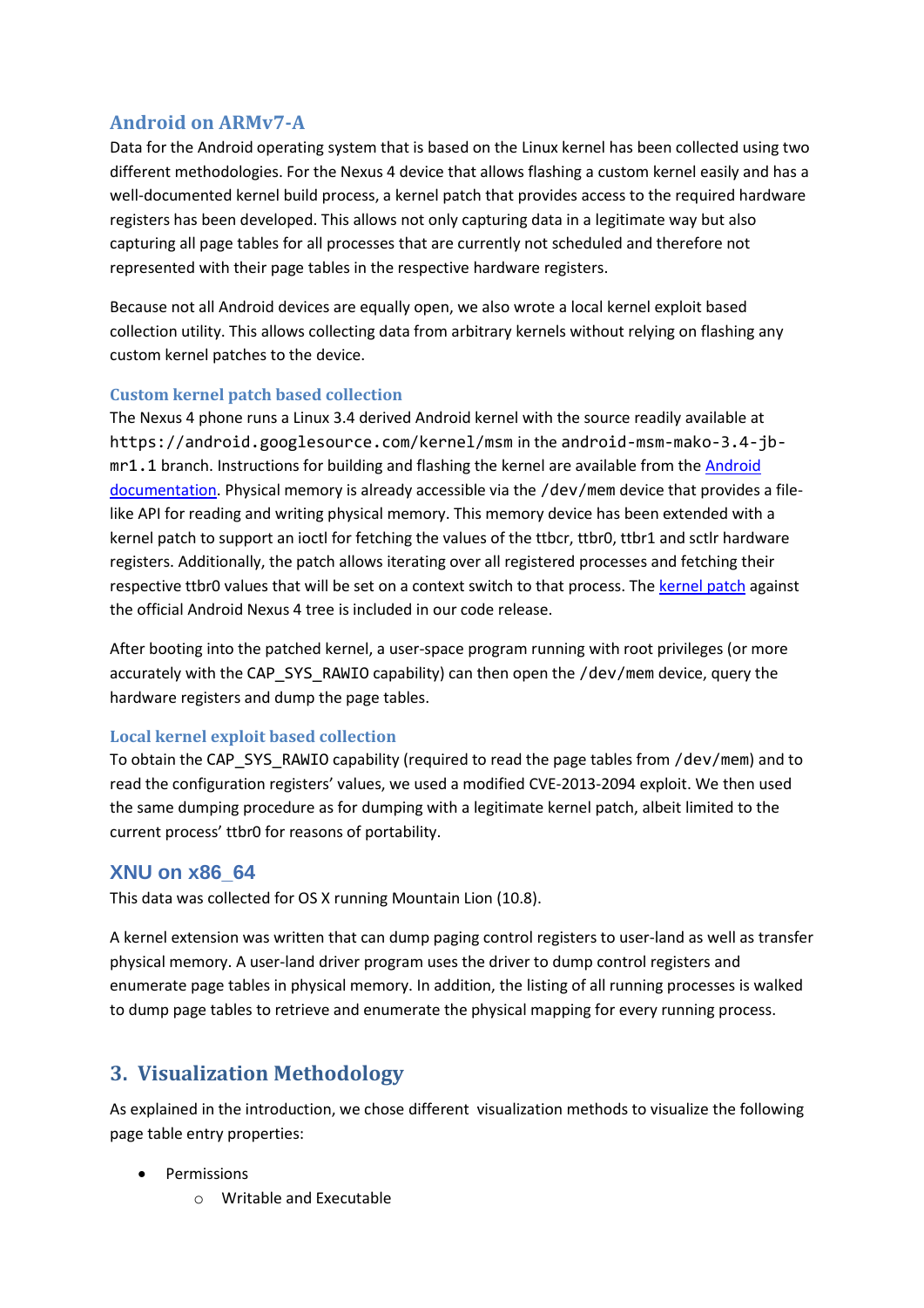## Android on ARMv7-A

Data for the Android operating system that is based on the Linux kernel has been collected using two different methodologies. For the Nexus 4 device that allows flashing a custom kernel easily and has a well-documented kernel build process, a kernel patch that provides access to the required hardware registers has been developed. This allows not only capturing data in a legitimate way but also capturing all page tables for all processes that are currently not scheduled and therefore not represented with their page tables in the respective hardware registers.

Because not all Android devices are equally open, we also wrote a local kernel exploit based collection utility. This allows collecting data from arbitrary kernels without relying on flashing any custom kernel patches to the device.

### Custom kernel patch based collection

The Nexus 4 phone runs a Linux 3.4 derived Android kernel with the source readily available at `https://android.googlesource.com/kernel/msm` in the `android-msm-mako-3.4-jb-mr1.1` branch. Instructions for building and flashing the kernel are available from the Android documentation. Physical memory is already accessible via the `/dev/mem` device that provides a file-like API for reading and writing physical memory. This memory device has been extended with a kernel patch to support an ioctl for fetching the values of the ttbcr, ttbr0, ttbr1 and sctlr hardware registers. Additionally, the patch allows iterating over all registered processes and fetching their respective ttbr0 values that will be set on a context switch to that process. The kernel patch against the official Android Nexus 4 tree is included in our code release.

After booting into the patched kernel, a user-space program running with root privileges (or more accurately with the `CAP_SYS_RAWIO` capability) can then open the `/dev/mem` device, query the hardware registers and dump the page tables.

### Local kernel exploit based collection

To obtain the `CAP_SYS_RAWIO` capability (required to read the page tables from `/dev/mem`) and to read the configuration registers' values, we used a modified CVE-2013-2094 exploit. We then used the same dumping procedure as for dumping with a legitimate kernel patch, albeit limited to the current process' ttbr0 for reasons of portability.

## XNU on x86_64

This data was collected for OS X running Mountain Lion (10.8).

A kernel extension was written that can dump paging control registers to user-land as well as transfer physical memory. A user-land driver program uses the driver to dump control registers and enumerate page tables in physical memory. In addition, the listing of all running processes is walked to dump page tables to retrieve and enumerate the physical mapping for every running process.

# 3. Visualization Methodology

As explained in the introduction, we chose different visualization methods to visualize the following page table entry properties:

- Permissions
  - Writable and Executable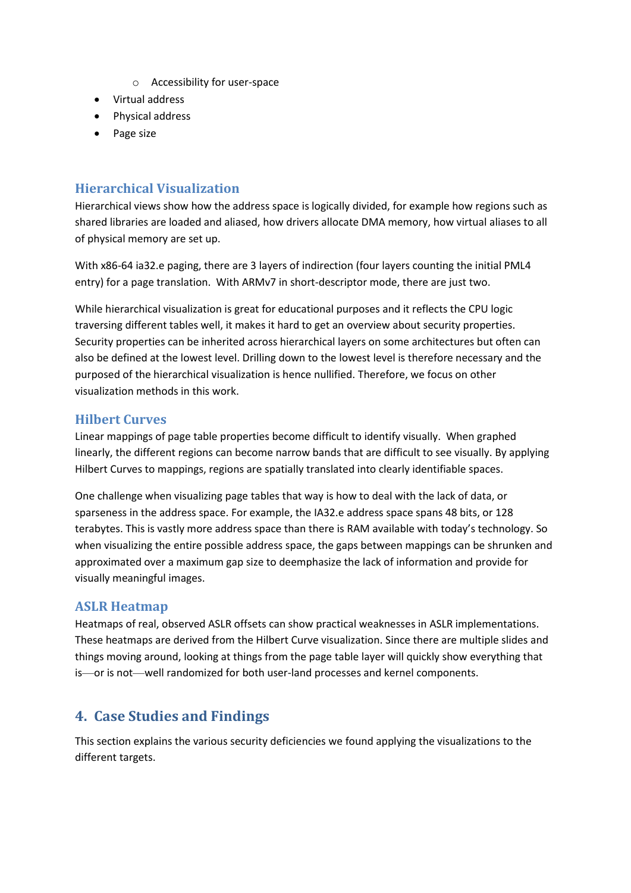- Accessibility for user-space
- Virtual address
- Physical address
- Page size

### Hierarchical Visualization

Hierarchical views show how the address space is logically divided, for example how regions such as shared libraries are loaded and aliased, how drivers allocate DMA memory, how virtual aliases to all of physical memory are set up.

With x86-64 ia32.e paging, there are 3 layers of indirection (four layers counting the initial PML4 entry) for a page translation. With ARMv7 in short-descriptor mode, there are just two.

While hierarchical visualization is great for educational purposes and it reflects the CPU logic traversing different tables well, it makes it hard to get an overview about security properties. Security properties can be inherited across hierarchical layers on some architectures but often can also be defined at the lowest level. Drilling down to the lowest level is therefore necessary and the purposed of the hierarchical visualization is hence nullified. Therefore, we focus on other visualization methods in this work.

### Hilbert Curves

Linear mappings of page table properties become difficult to identify visually. When graphed linearly, the different regions can become narrow bands that are difficult to see visually. By applying Hilbert Curves to mappings, regions are spatially translated into clearly identifiable spaces.

One challenge when visualizing page tables that way is how to deal with the lack of data, or sparseness in the address space. For example, the IA32.e address space spans 48 bits, or 128 terabytes. This is vastly more address space than there is RAM available with today's technology. So when visualizing the entire possible address space, the gaps between mappings can be shrunken and approximated over a maximum gap size to deemphasize the lack of information and provide for visually meaningful images.

### ASLR Heatmap

Heatmaps of real, observed ASLR offsets can show practical weaknesses in ASLR implementations. These heatmaps are derived from the Hilbert Curve visualization. Since there are multiple slides and things moving around, looking at things from the page table layer will quickly show everything that is—or is not—well randomized for both user-land processes and kernel components.

## 4. Case Studies and Findings

This section explains the various security deficiencies we found applying the visualizations to the different targets.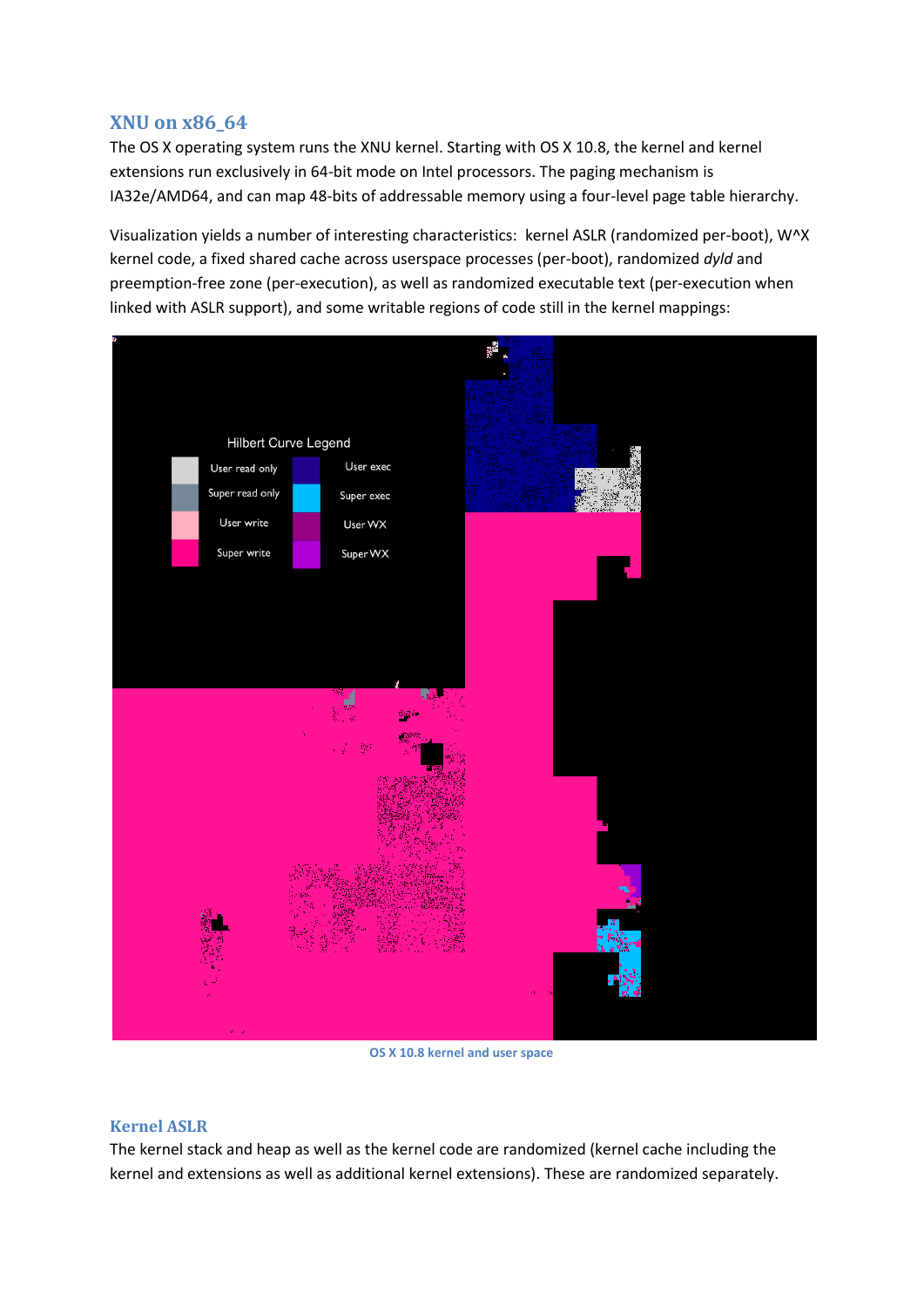## XNU on x86_64

The OS X operating system runs the XNU kernel. Starting with OS X 10.8, the kernel and kernel extensions run exclusively in 64-bit mode on Intel processors. The paging mechanism is IA32e/AMD64, and can map 48-bits of addressable memory using a four-level page table hierarchy.

Visualization yields a number of interesting characteristics: kernel ASLR (randomized per-boot), W^X kernel code, a fixed shared cache across userspace processes (per-boot), randomized *dyld* and preemption-free zone (per-execution), as well as randomized executable text (per-execution when linked with ASLR support), and some writable regions of code still in the kernel mappings:

OS X 10.8 kernel and user space

## Kernel ASLR

The kernel stack and heap as well as the kernel code are randomized (kernel cache including the kernel and extensions as well as additional kernel extensions). These are randomized separately.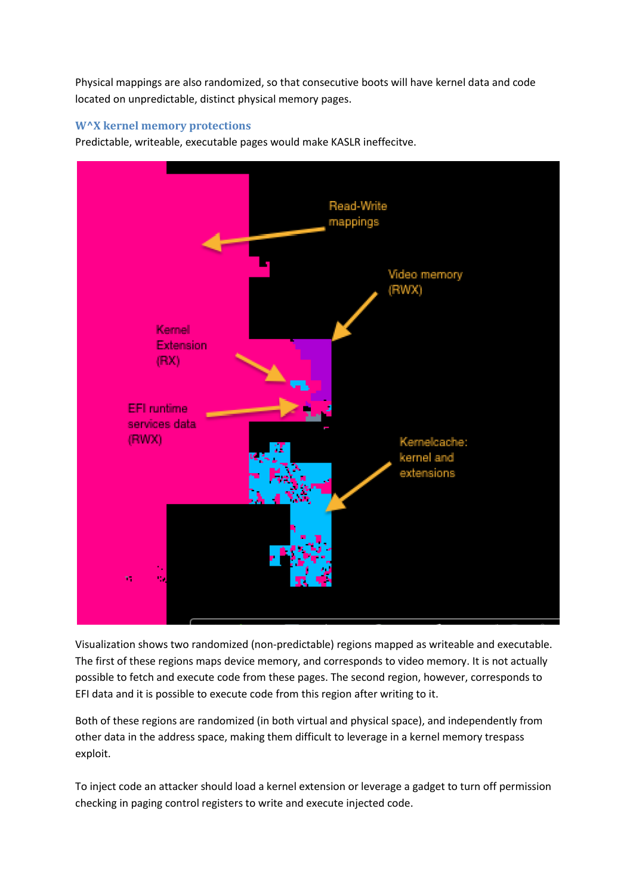Physical mappings are also randomized, so that consecutive boots will have kernel data and code located on unpredictable, distinct physical memory pages.

### W^X kernel memory protections

Predictable, writeable, executable pages would make KASLR ineffecitve.

Visualization shows two randomized (non-predictable) regions mapped as writeable and executable. The first of these regions maps device memory, and corresponds to video memory. It is not actually possible to fetch and execute code from these pages. The second region, however, corresponds to EFI data and it is possible to execute code from this region after writing to it.

Both of these regions are randomized (in both virtual and physical space), and independently from other data in the address space, making them difficult to leverage in a kernel memory trespass exploit.

To inject code an attacker should load a kernel extension or leverage a gadget to turn off permission checking in paging control registers to write and execute injected code.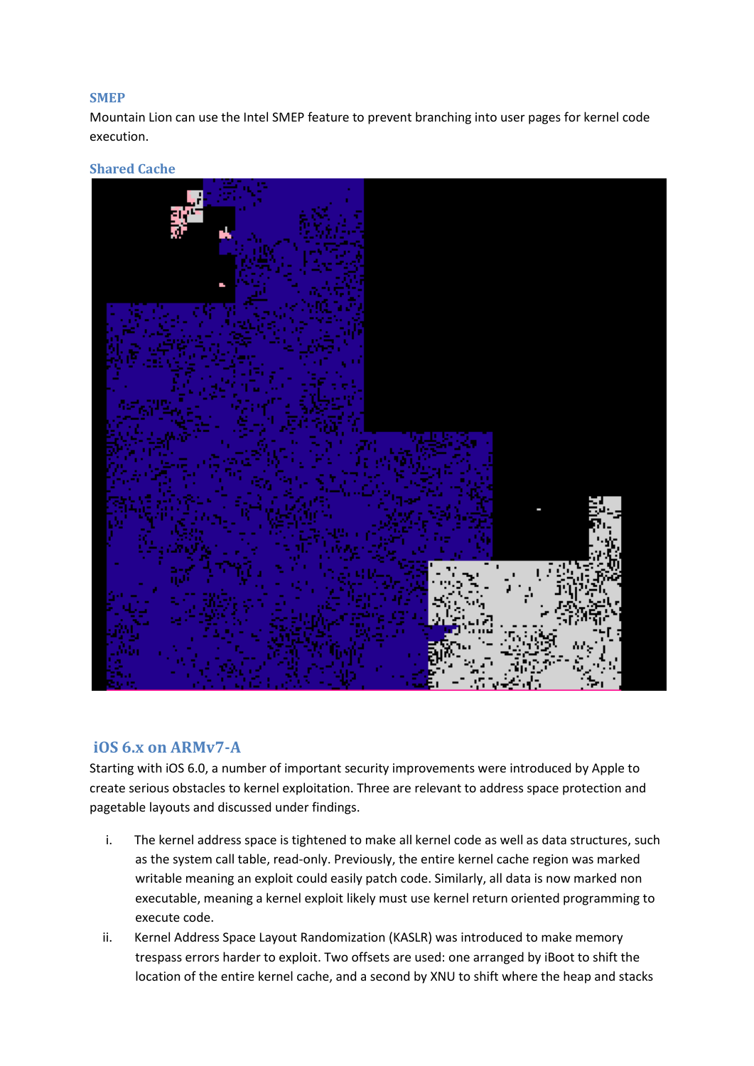### SMEP

Mountain Lion can use the Intel SMEP feature to prevent branching into user pages for kernel code execution.

### Shared Cache

## iOS 6.x on ARMv7-A

Starting with iOS 6.0, a number of important security improvements were introduced by Apple to create serious obstacles to kernel exploitation. Three are relevant to address space protection and pagetable layouts and discussed under findings.

i. The kernel address space is tightened to make all kernel code as well as data structures, such as the system call table, read-only. Previously, the entire kernel cache region was marked writable meaning an exploit could easily patch code. Similarly, all data is now marked non executable, meaning a kernel exploit likely must use kernel return oriented programming to execute code.

ii. Kernel Address Space Layout Randomization (KASLR) was introduced to make memory trespass errors harder to exploit. Two offsets are used: one arranged by iBoot to shift the location of the entire kernel cache, and a second by XNU to shift where the heap and stacks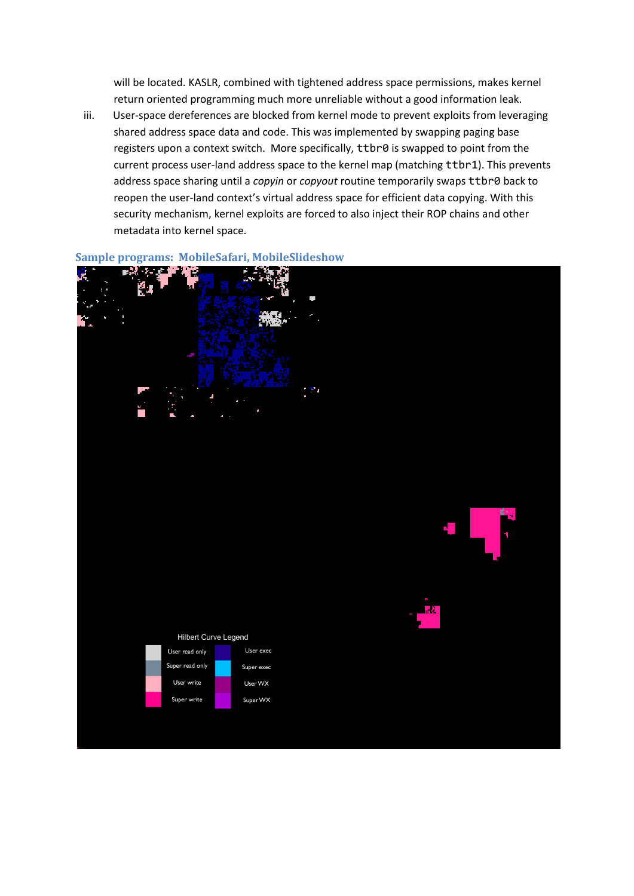will be located. KASLR, combined with tightened address space permissions, makes kernel return oriented programming much more unreliable without a good information leak.

iii. User-space dereferences are blocked from kernel mode to prevent exploits from leveraging shared address space data and code. This was implemented by swapping paging base registers upon a context switch. More specifically, `ttbr0` is swapped to point from the current process user-land address space to the kernel map (matching `ttbr1`). This prevents address space sharing until a *copyin* or *copyout* routine temporarily swaps `ttbr0` back to reopen the user-land context's virtual address space for efficient data copying. With this security mechanism, kernel exploits are forced to also inject their ROP chains and other metadata into kernel space.

### Sample programs: MobileSafari, MobileSlideshow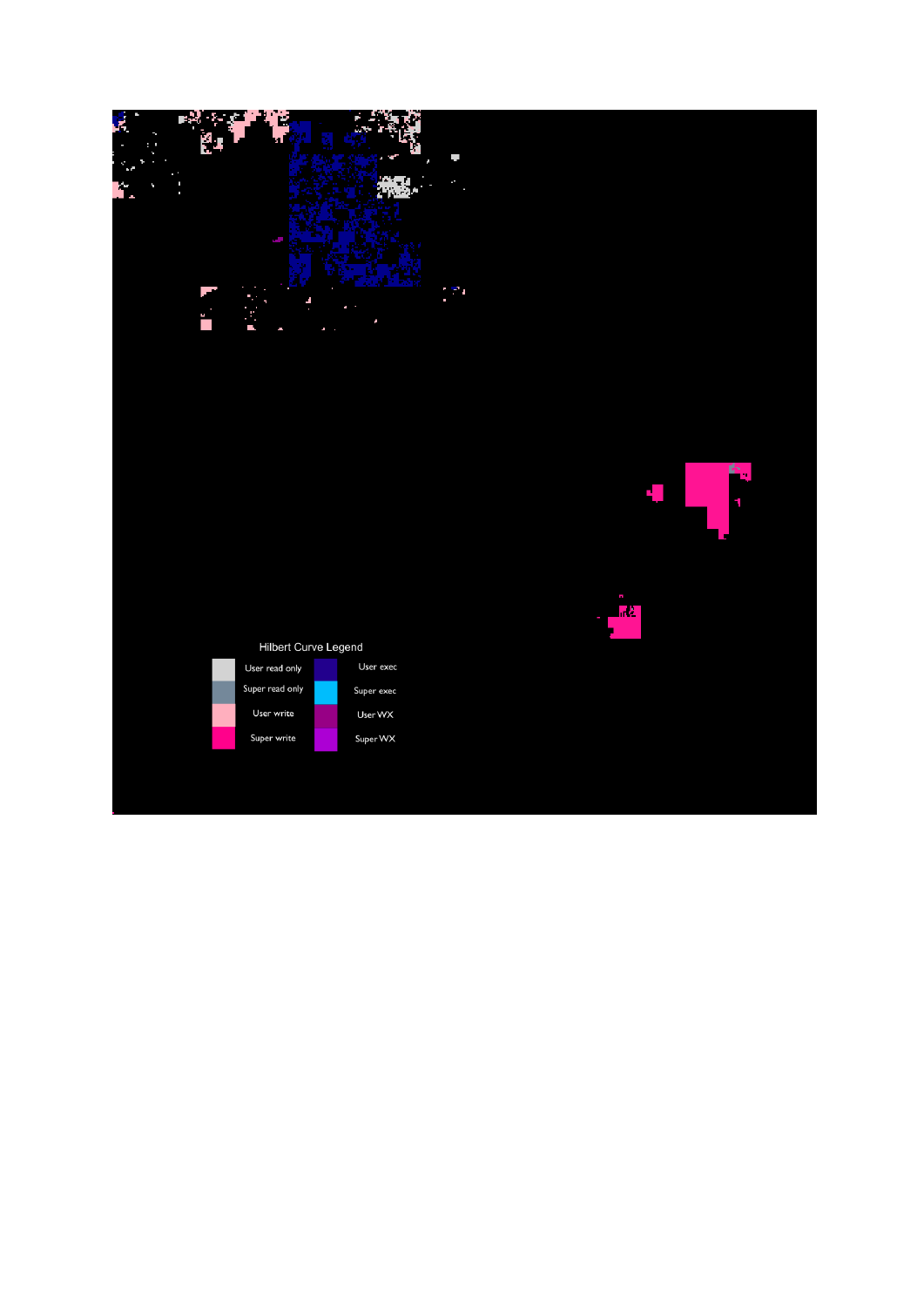Hilbert Curve Legend

| | | | |
|---|---|---|---|
| | User read only | | User exec |
| | Super read only | | Super exec |
| | User write | | User WX |
| | Super write | | Super WX |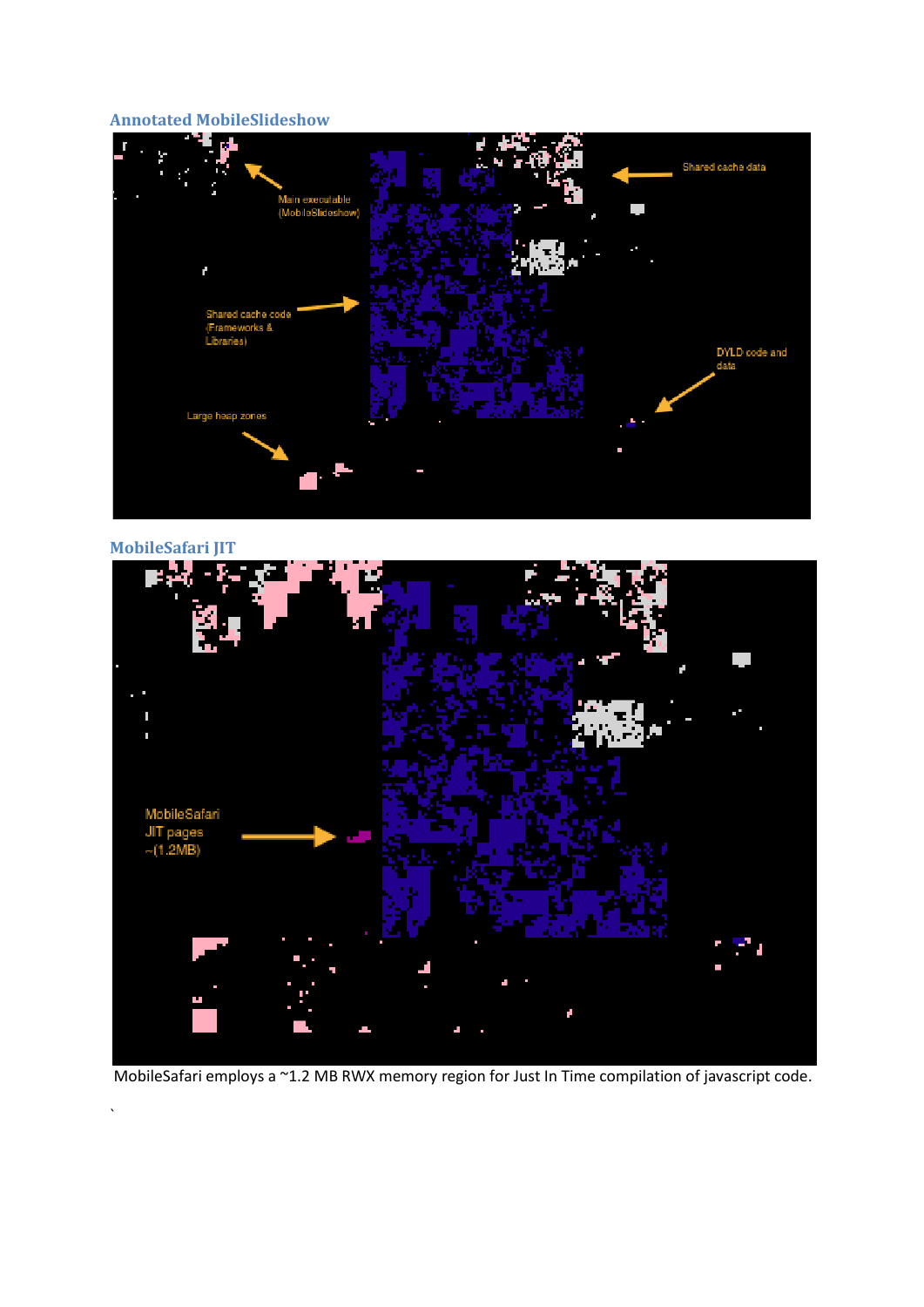## Annotated MobileSlideshow

## MobileSafari JIT

MobileSafari employs a ~1.2 MB RWX memory region for Just In Time compilation of javascript code.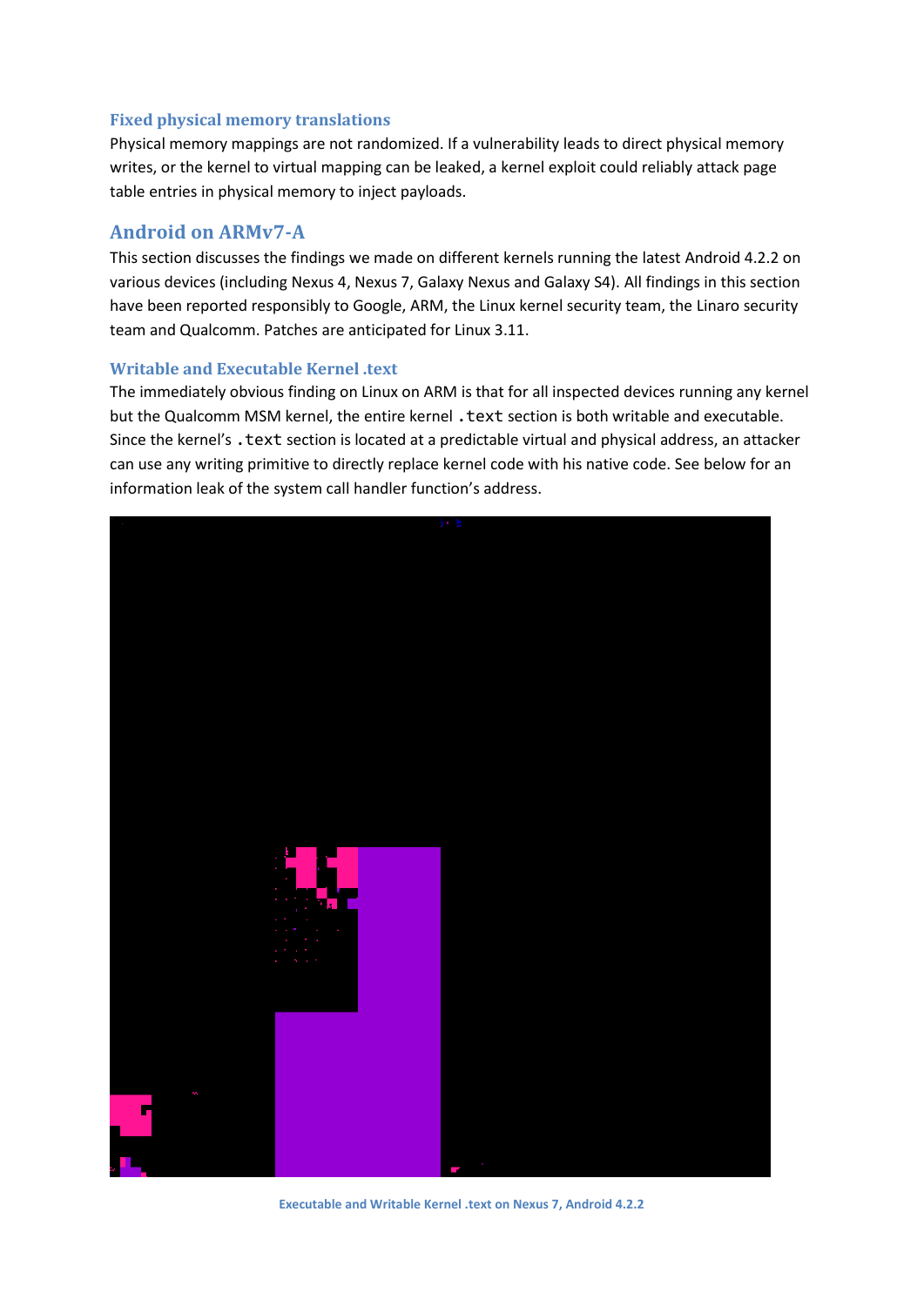### Fixed physical memory translations

Physical memory mappings are not randomized. If a vulnerability leads to direct physical memory writes, or the kernel to virtual mapping can be leaked, a kernel exploit could reliably attack page table entries in physical memory to inject payloads.

## Android on ARMv7-A

This section discusses the findings we made on different kernels running the latest Android 4.2.2 on various devices (including Nexus 4, Nexus 7, Galaxy Nexus and Galaxy S4). All findings in this section have been reported responsibly to Google, ARM, the Linux kernel security team, the Linaro security team and Qualcomm. Patches are anticipated for Linux 3.11.

### Writable and Executable Kernel .text

The immediately obvious finding on Linux on ARM is that for all inspected devices running any kernel but the Qualcomm MSM kernel, the entire kernel `.text` section is both writable and executable. Since the kernel's `.text` section is located at a predictable virtual and physical address, an attacker can use any writing primitive to directly replace kernel code with his native code. See below for an information leak of the system call handler function's address.

Executable and Writable Kernel .text on Nexus 7, Android 4.2.2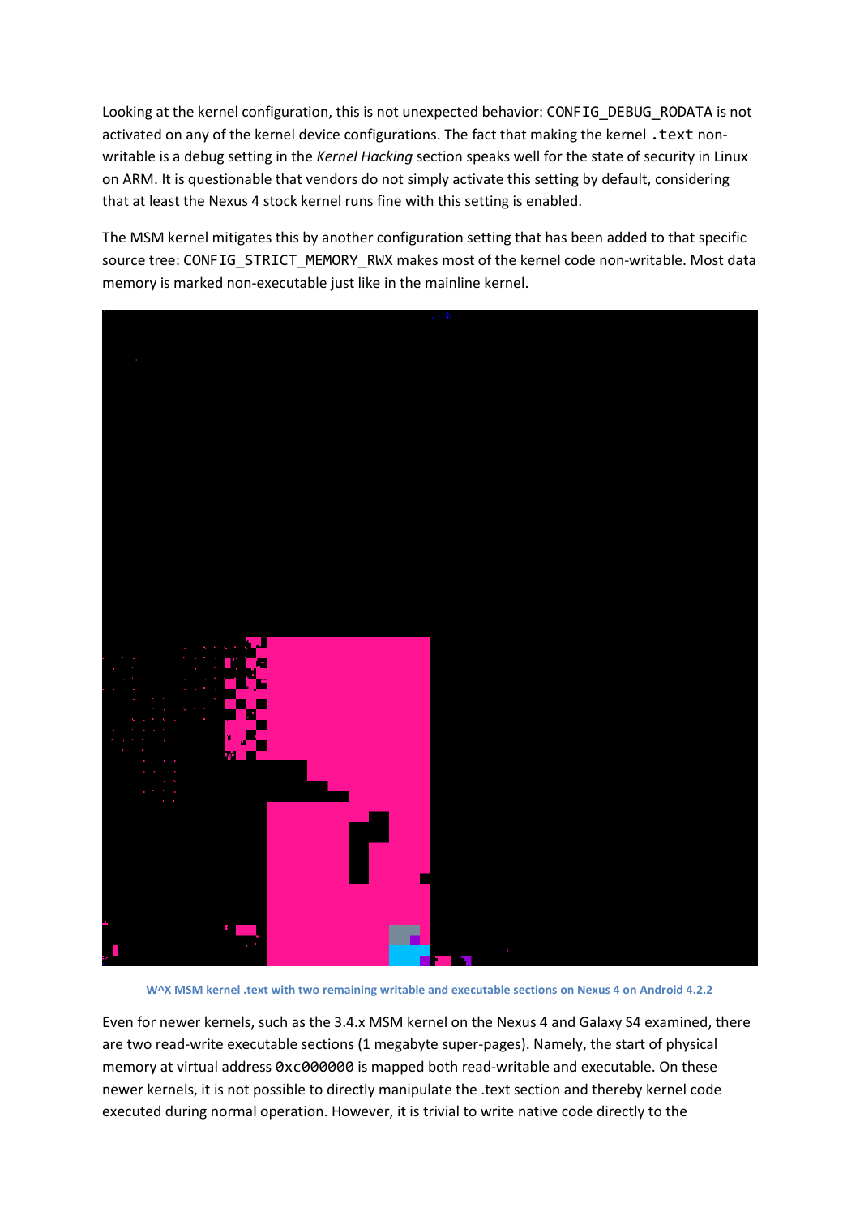Looking at the kernel configuration, this is not unexpected behavior: `CONFIG_DEBUG_RODATA` is not activated on any of the kernel device configurations. The fact that making the kernel `.text` non-writable is a debug setting in the *Kernel Hacking* section speaks well for the state of security in Linux on ARM. It is questionable that vendors do not simply activate this setting by default, considering that at least the Nexus 4 stock kernel runs fine with this setting is enabled.

The MSM kernel mitigates this by another configuration setting that has been added to that specific source tree: `CONFIG_STRICT_MEMORY_RWX` makes most of the kernel code non-writable. Most data memory is marked non-executable just like in the mainline kernel.

W^X MSM kernel .text with two remaining writable and executable sections on Nexus 4 on Android 4.2.2

Even for newer kernels, such as the 3.4.x MSM kernel on the Nexus 4 and Galaxy S4 examined, there are two read-write executable sections (1 megabyte super-pages). Namely, the start of physical memory at virtual address `0xc000000` is mapped both read-writable and executable. On these newer kernels, it is not possible to directly manipulate the .text section and thereby kernel code executed during normal operation. However, it is trivial to write native code directly to the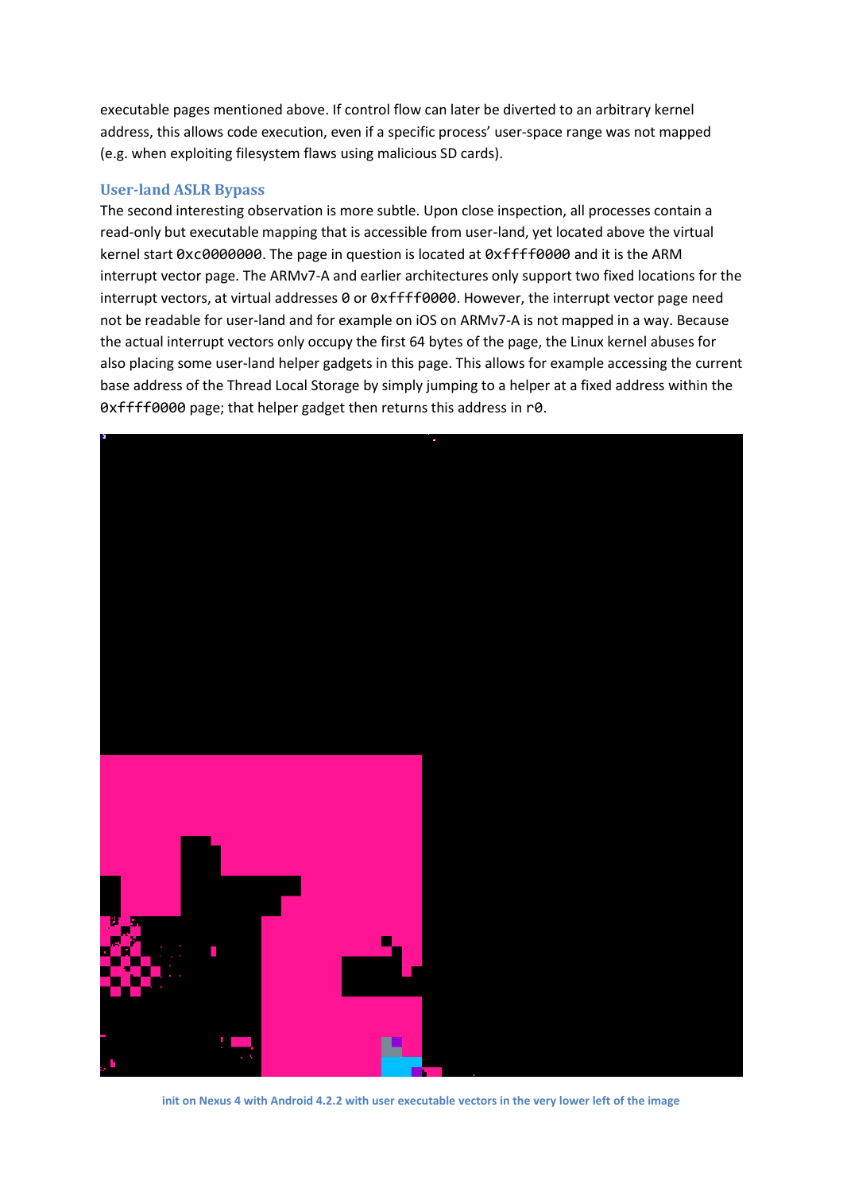executable pages mentioned above. If control flow can later be diverted to an arbitrary kernel address, this allows code execution, even if a specific process' user-space range was not mapped (e.g. when exploiting filesystem flaws using malicious SD cards).

### User-land ASLR Bypass

The second interesting observation is more subtle. Upon close inspection, all processes contain a read-only but executable mapping that is accessible from user-land, yet located above the virtual kernel start `0xc0000000`. The page in question is located at `0xffff0000` and it is the ARM interrupt vector page. The ARMv7-A and earlier architectures only support two fixed locations for the interrupt vectors, at virtual addresses `0` or `0xffff0000`. However, the interrupt vector page need not be readable for user-land and for example on iOS on ARMv7-A is not mapped in a way. Because the actual interrupt vectors only occupy the first 64 bytes of the page, the Linux kernel abuses for also placing some user-land helper gadgets in this page. This allows for example accessing the current base address of the Thread Local Storage by simply jumping to a helper at a fixed address within the `0xffff0000` page; that helper gadget then returns this address in `r0`.

init on Nexus 4 with Android 4.2.2 with user executable vectors in the very lower left of the image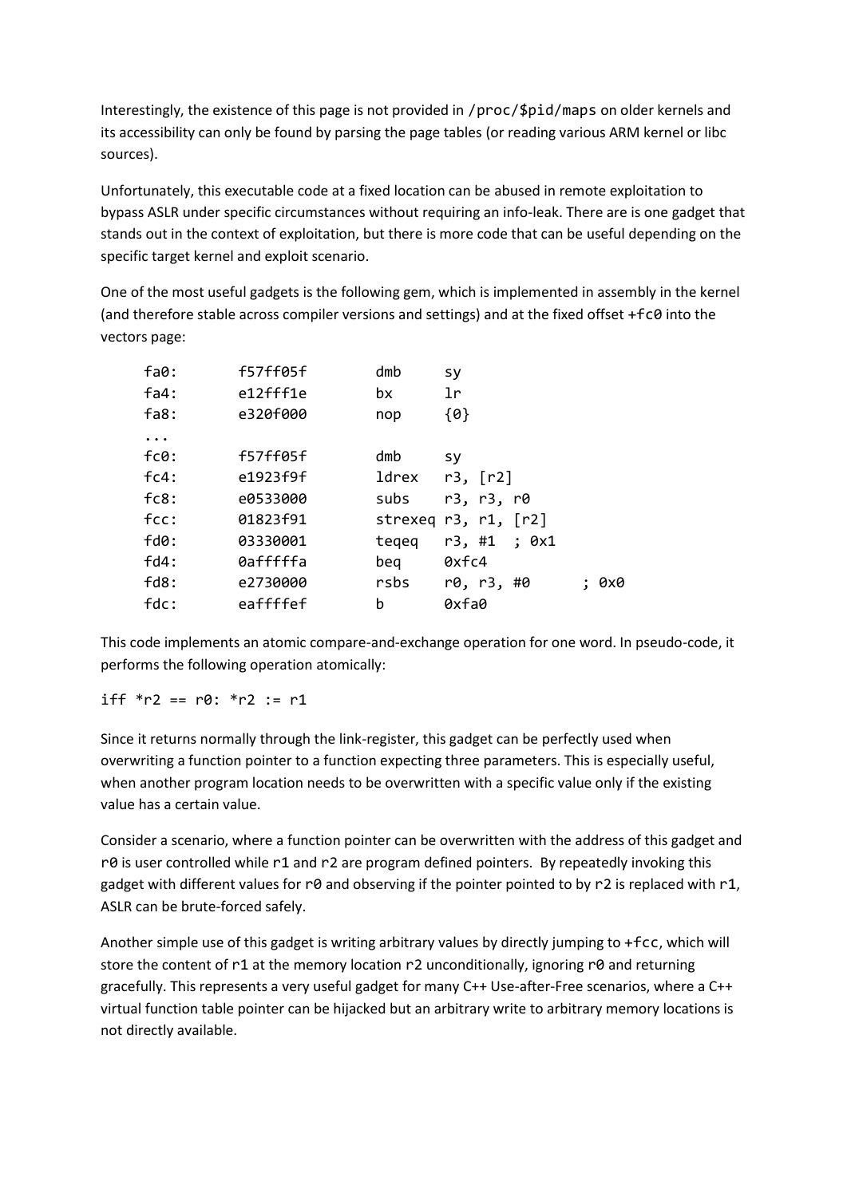Interestingly, the existence of this page is not provided in `/proc/$pid/maps` on older kernels and its accessibility can only be found by parsing the page tables (or reading various ARM kernel or libc sources).

Unfortunately, this executable code at a fixed location can be abused in remote exploitation to bypass ASLR under specific circumstances without requiring an info-leak. There are is one gadget that stands out in the context of exploitation, but there is more code that can be useful depending on the specific target kernel and exploit scenario.

One of the most useful gadgets is the following gem, which is implemented in assembly in the kernel (and therefore stable across compiler versions and settings) and at the fixed offset `+fc0` into the vectors page:

```
fa0:    f57ff05f    dmb     sy
fa4:    e12fff1e    bx      lr
fa8:    e320f000    nop     {0}
...
fc0:    f57ff05f    dmb     sy
fc4:    e1923f9f    ldrex   r3, [r2]
fc8:    e0533000    subs    r3, r3, r0
fcc:    01823f91    strexeq r3, r1, [r2]
fd0:    03330001    teqeq   r3, #1  ; 0x1
fd4:    0afffffa    beq     0xfc4
fd8:    e2730000    rsbs    r0, r3, #0      ; 0x0
fdc:    eaffffef    b       0xfa0
```

This code implements an atomic compare-and-exchange operation for one word. In pseudo-code, it performs the following operation atomically:

```
iff *r2 == r0: *r2 := r1
```

Since it returns normally through the link-register, this gadget can be perfectly used when overwriting a function pointer to a function expecting three parameters. This is especially useful, when another program location needs to be overwritten with a specific value only if the existing value has a certain value.

Consider a scenario, where a function pointer can be overwritten with the address of this gadget and `r0` is user controlled while `r1` and `r2` are program defined pointers. By repeatedly invoking this gadget with different values for `r0` and observing if the pointer pointed to by `r2` is replaced with `r1`, ASLR can be brute-forced safely.

Another simple use of this gadget is writing arbitrary values by directly jumping to `+fcc`, which will store the content of `r1` at the memory location `r2` unconditionally, ignoring `r0` and returning gracefully. This represents a very useful gadget for many C++ Use-after-Free scenarios, where a C++ virtual function table pointer can be hijacked but an arbitrary write to arbitrary memory locations is not directly available.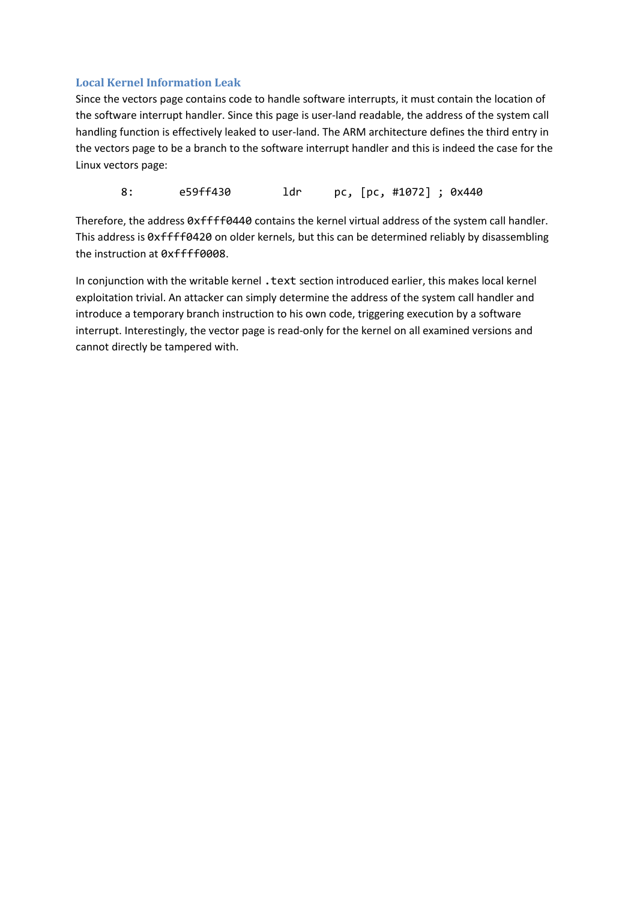### Local Kernel Information Leak

Since the vectors page contains code to handle software interrupts, it must contain the location of the software interrupt handler. Since this page is user-land readable, the address of the system call handling function is effectively leaked to user-land. The ARM architecture defines the third entry in the vectors page to be a branch to the software interrupt handler and this is indeed the case for the Linux vectors page:

```
8:      e59ff430        ldr     pc, [pc, #1072] ; 0x440
```

Therefore, the address `0xffff0440` contains the kernel virtual address of the system call handler. This address is `0xffff0420` on older kernels, but this can be determined reliably by disassembling the instruction at `0xffff0008`.

In conjunction with the writable kernel `.text` section introduced earlier, this makes local kernel exploitation trivial. An attacker can simply determine the address of the system call handler and introduce a temporary branch instruction to his own code, triggering execution by a software interrupt. Interestingly, the vector page is read-only for the kernel on all examined versions and cannot directly be tampered with.